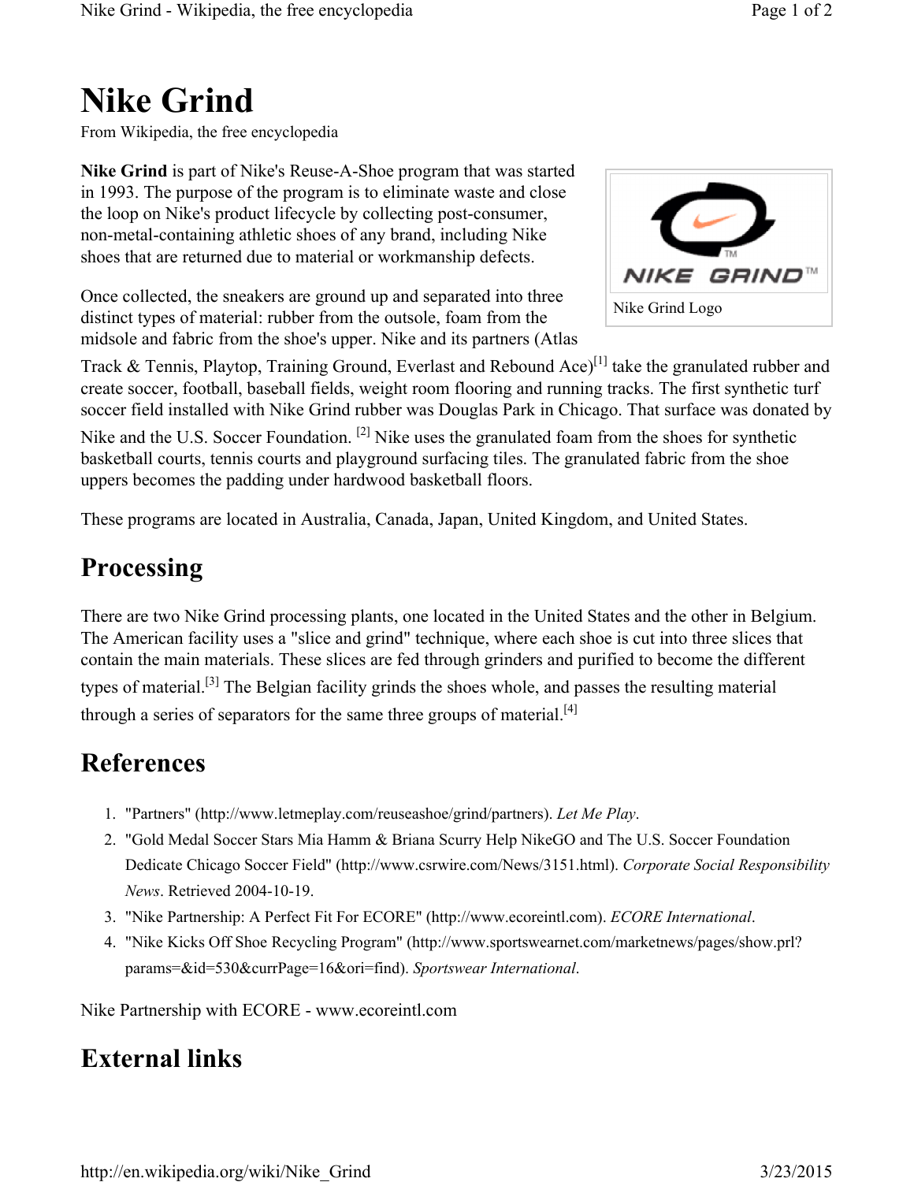# Nike Grind

From Wikipedia, the free encyclopedia

**Nike Grind** is part of Nike's Reuse-A-Shoe program that was started in 1993. The purpose of the program is to eliminate waste and close the loop on Nike's product lifecycle by collecting post-consumer, non-metal-containing athletic shoes of any brand, including Nike shoes that are returned due to material or workmanship defects.

Nike Grind Logo

Once collected, the sneakers are ground up and separated into three distinct types of material: rubber from the outsole, foam from the midsole and fabric from the shoe's upper. Nike and its partners (Atlas Track & Tennis, Playtop, Training Ground, Everlast and Rebound Ace)[1] take the granulated rubber and create soccer, football, baseball fields, weight room flooring and running tracks. The first synthetic turf soccer field installed with Nike Grind rubber was Douglas Park in Chicago. That surface was donated by Nike and the U.S. Soccer Foundation. [2] Nike uses the granulated foam from the shoes for synthetic basketball courts, tennis courts and playground surfacing tiles. The granulated fabric from the shoe uppers becomes the padding under hardwood basketball floors.

These programs are located in Australia, Canada, Japan, United Kingdom, and United States.

## Processing

There are two Nike Grind processing plants, one located in the United States and the other in Belgium. The American facility uses a "slice and grind" technique, where each shoe is cut into three slices that contain the main materials. These slices are fed through grinders and purified to become the different types of material.[3] The Belgian facility grinds the shoes whole, and passes the resulting material through a series of separators for the same three groups of material.[4]

## References

1. "Partners" (http://www.letmeplay.com/reuseashoe/grind/partners). *Let Me Play*.
2. "Gold Medal Soccer Stars Mia Hamm & Briana Scurry Help NikeGO and The U.S. Soccer Foundation Dedicate Chicago Soccer Field" (http://www.csrwire.com/News/3151.html). *Corporate Social Responsibility News*. Retrieved 2004-10-19.
3. "Nike Partnership: A Perfect Fit For ECORE" (http://www.ecoreintl.com). *ECORE International*.
4. "Nike Kicks Off Shoe Recycling Program" (http://www.sportswearnet.com/marketnews/pages/show.prl?params=&id=530&currPage=16&ori=find). *Sportswear International*.

Nike Partnership with ECORE - www.ecoreintl.com

## External links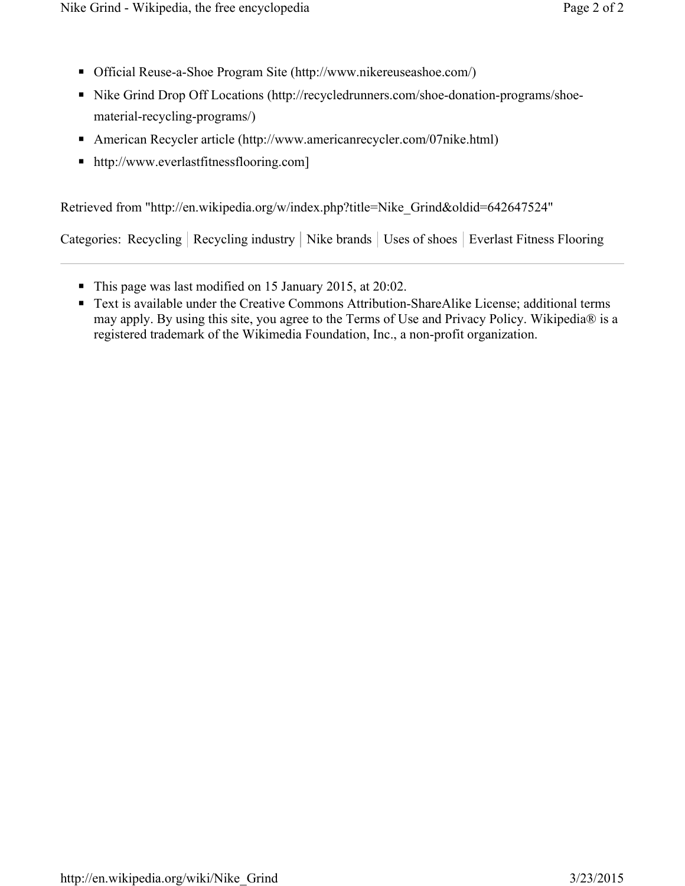- Official Reuse-a-Shoe Program Site (http://www.nikereuseashoe.com/)
- Nike Grind Drop Off Locations (http://recycledrunners.com/shoe-donation-programs/shoe-material-recycling-programs/)
- American Recycler article (http://www.americanrecycler.com/07nike.html)
- http://www.everlastfitnessflooring.com]

Retrieved from "http://en.wikipedia.org/w/index.php?title=Nike_Grind&oldid=642647524"

Categories: Recycling | Recycling industry | Nike brands | Uses of shoes | Everlast Fitness Flooring

---

- This page was last modified on 15 January 2015, at 20:02.
- Text is available under the Creative Commons Attribution-ShareAlike License; additional terms may apply. By using this site, you agree to the Terms of Use and Privacy Policy. Wikipedia® is a registered trademark of the Wikimedia Foundation, Inc., a non-profit organization.